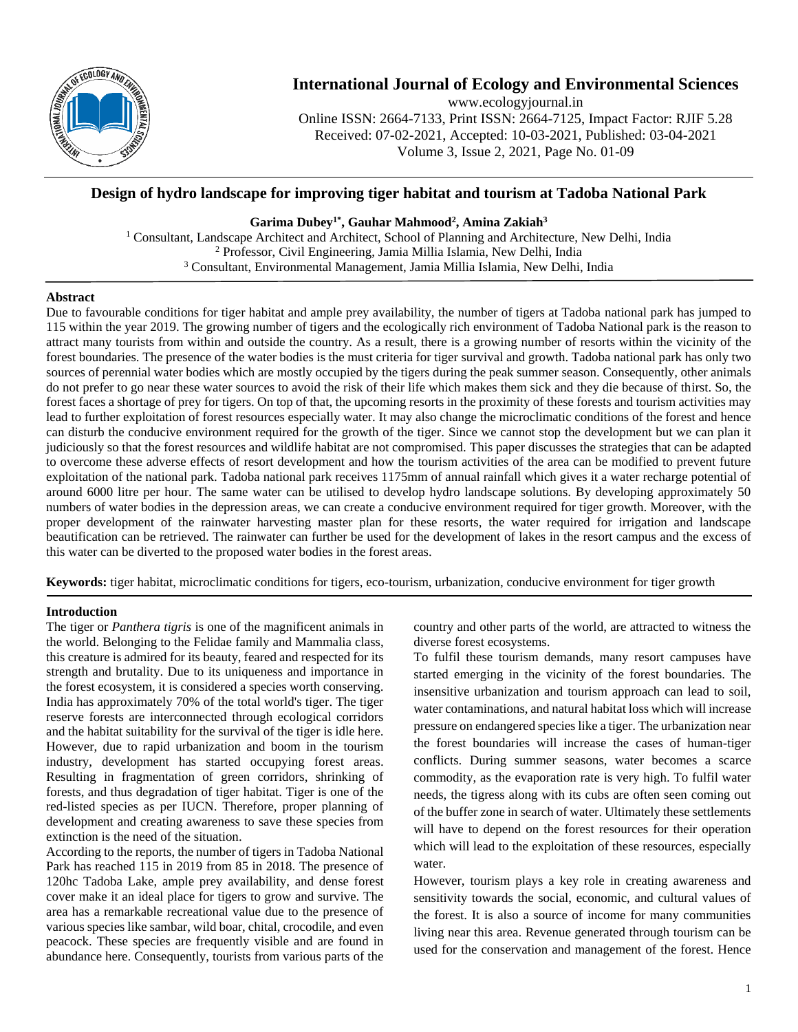# Design of hydro landscape for improving tiger habitat and tourism at Tadoba National Park

**Garima Dubey[1*], Gauhar Mahmood[2], Amina Zakiah[3]**

[1] Consultant, Landscape Architect and Architect, School of Planning and Architecture, New Delhi, India
[2] Professor, Civil Engineering, Jamia Millia Islamia, New Delhi, India
[3] Consultant, Environmental Management, Jamia Millia Islamia, New Delhi, India

## Abstract

Due to favourable conditions for tiger habitat and ample prey availability, the number of tigers at Tadoba national park has jumped to 115 within the year 2019. The growing number of tigers and the ecologically rich environment of Tadoba National park is the reason to attract many tourists from within and outside the country. As a result, there is a growing number of resorts within the vicinity of the forest boundaries. The presence of the water bodies is the must criteria for tiger survival and growth. Tadoba national park has only two sources of perennial water bodies which are mostly occupied by the tigers during the peak summer season. Consequently, other animals do not prefer to go near these water sources to avoid the risk of their life which makes them sick and they die because of thirst. So, the forest faces a shortage of prey for tigers. On top of that, the upcoming resorts in the proximity of these forests and tourism activities may lead to further exploitation of forest resources especially water. It may also change the microclimatic conditions of the forest and hence can disturb the conducive environment required for the growth of the tiger. Since we cannot stop the development but we can plan it judiciously so that the forest resources and wildlife habitat are not compromised. This paper discusses the strategies that can be adapted to overcome these adverse effects of resort development and how the tourism activities of the area can be modified to prevent future exploitation of the national park. Tadoba national park receives 1175mm of annual rainfall which gives it a water recharge potential of around 6000 litre per hour. The same water can be utilised to develop hydro landscape solutions. By developing approximately 50 numbers of water bodies in the depression areas, we can create a conducive environment required for tiger growth. Moreover, with the proper development of the rainwater harvesting master plan for these resorts, the water required for irrigation and landscape beautification can be retrieved. The rainwater can further be used for the development of lakes in the resort campus and the excess of this water can be diverted to the proposed water bodies in the forest areas.

**Keywords:** tiger habitat, microclimatic conditions for tigers, eco-tourism, urbanization, conducive environment for tiger growth

## Introduction

The tiger or *Panthera tigris* is one of the magnificent animals in the world. Belonging to the Felidae family and Mammalia class, this creature is admired for its beauty, feared and respected for its strength and brutality. Due to its uniqueness and importance in the forest ecosystem, it is considered a species worth conserving. India has approximately 70% of the total world's tiger. The tiger reserve forests are interconnected through ecological corridors and the habitat suitability for the survival of the tiger is idle here. However, due to rapid urbanization and boom in the tourism industry, development has started occupying forest areas. Resulting in fragmentation of green corridors, shrinking of forests, and thus degradation of tiger habitat. Tiger is one of the red-listed species as per IUCN. Therefore, proper planning of development and creating awareness to save these species from extinction is the need of the situation.

According to the reports, the number of tigers in Tadoba National Park has reached 115 in 2019 from 85 in 2018. The presence of 120hc Tadoba Lake, ample prey availability, and dense forest cover make it an ideal place for tigers to grow and survive. The area has a remarkable recreational value due to the presence of various species like sambar, wild boar, chital, crocodile, and even peacock. These species are frequently visible and are found in abundance here. Consequently, tourists from various parts of the country and other parts of the world, are attracted to witness the diverse forest ecosystems.

To fulfil these tourism demands, many resort campuses have started emerging in the vicinity of the forest boundaries. The insensitive urbanization and tourism approach can lead to soil, water contaminations, and natural habitat loss which will increase pressure on endangered species like a tiger. The urbanization near the forest boundaries will increase the cases of human-tiger conflicts. During summer seasons, water becomes a scarce commodity, as the evaporation rate is very high. To fulfil water needs, the tigress along with its cubs are often seen coming out of the buffer zone in search of water. Ultimately these settlements will have to depend on the forest resources for their operation which will lead to the exploitation of these resources, especially water.

However, tourism plays a key role in creating awareness and sensitivity towards the social, economic, and cultural values of the forest. It is also a source of income for many communities living near this area. Revenue generated through tourism can be used for the conservation and management of the forest. Hence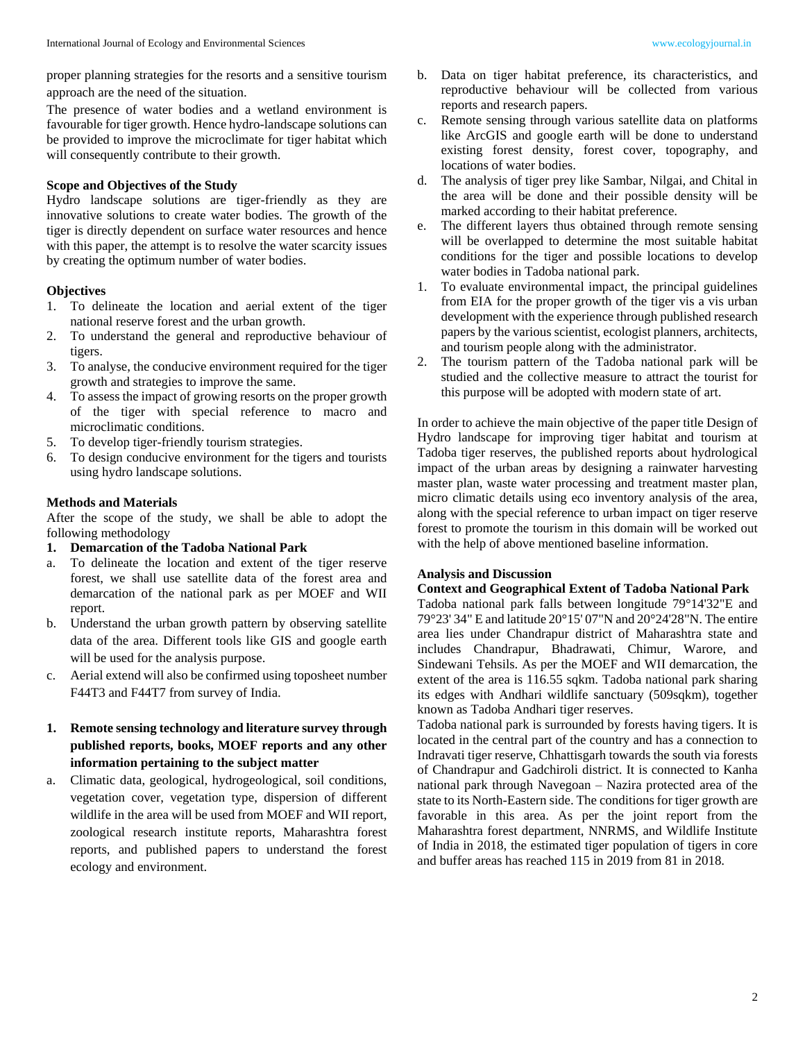proper planning strategies for the resorts and a sensitive tourism approach are the need of the situation.

The presence of water bodies and a wetland environment is favourable for tiger growth. Hence hydro-landscape solutions can be provided to improve the microclimate for tiger habitat which will consequently contribute to their growth.

**Scope and Objectives of the Study**

Hydro landscape solutions are tiger-friendly as they are innovative solutions to create water bodies. The growth of the tiger is directly dependent on surface water resources and hence with this paper, the attempt is to resolve the water scarcity issues by creating the optimum number of water bodies.

**Objectives**

1. To delineate the location and aerial extent of the tiger national reserve forest and the urban growth.
2. To understand the general and reproductive behaviour of tigers.
3. To analyse, the conducive environment required for the tiger growth and strategies to improve the same.
4. To assess the impact of growing resorts on the proper growth of the tiger with special reference to macro and microclimatic conditions.
5. To develop tiger-friendly tourism strategies.
6. To design conducive environment for the tigers and tourists using hydro landscape solutions.

**Methods and Materials**

After the scope of the study, we shall be able to adopt the following methodology

**1. Demarcation of the Tadoba National Park**

a. To delineate the location and extent of the tiger reserve forest, we shall use satellite data of the forest area and demarcation of the national park as per MOEF and WII report.

b. Understand the urban growth pattern by observing satellite data of the area. Different tools like GIS and google earth will be used for the analysis purpose.

c. Aerial extend will also be confirmed using toposheet number F44T3 and F44T7 from survey of India.

**1. Remote sensing technology and literature survey through published reports, books, MOEF reports and any other information pertaining to the subject matter**

a. Climatic data, geological, hydrogeological, soil conditions, vegetation cover, vegetation type, dispersion of different wildlife in the area will be used from MOEF and WII report, zoological research institute reports, Maharashtra forest reports, and published papers to understand the forest ecology and environment.

b. Data on tiger habitat preference, its characteristics, and reproductive behaviour will be collected from various reports and research papers.

c. Remote sensing through various satellite data on platforms like ArcGIS and google earth will be done to understand existing forest density, forest cover, topography, and locations of water bodies.

d. The analysis of tiger prey like Sambar, Nilgai, and Chital in the area will be done and their possible density will be marked according to their habitat preference.

e. The different layers thus obtained through remote sensing will be overlapped to determine the most suitable habitat conditions for the tiger and possible locations to develop water bodies in Tadoba national park.

1. To evaluate environmental impact, the principal guidelines from EIA for the proper growth of the tiger vis a vis urban development with the experience through published research papers by the various scientist, ecologist planners, architects, and tourism people along with the administrator.
2. The tourism pattern of the Tadoba national park will be studied and the collective measure to attract the tourist for this purpose will be adopted with modern state of art.

In order to achieve the main objective of the paper title Design of Hydro landscape for improving tiger habitat and tourism at Tadoba tiger reserves, the published reports about hydrological impact of the urban areas by designing a rainwater harvesting master plan, waste water processing and treatment master plan, micro climatic details using eco inventory analysis of the area, along with the special reference to urban impact on tiger reserve forest to promote the tourism in this domain will be worked out with the help of above mentioned baseline information.

**Analysis and Discussion**

**Context and Geographical Extent of Tadoba National Park**

Tadoba national park falls between longitude 79°14'32"E and 79°23' 34" E and latitude 20°15' 07"N and 20°24'28"N. The entire area lies under Chandrapur district of Maharashtra state and includes Chandrapur, Bhadrawati, Chimur, Warore, and Sindewani Tehsils. As per the MOEF and WII demarcation, the extent of the area is 116.55 sqkm. Tadoba national park sharing its edges with Andhari wildlife sanctuary (509sqkm), together known as Tadoba Andhari tiger reserves.

Tadoba national park is surrounded by forests having tigers. It is located in the central part of the country and has a connection to Indravati tiger reserve, Chhattisgarh towards the south via forests of Chandrapur and Gadchiroli district. It is connected to Kanha national park through Navegoan – Nazira protected area of the state to its North-Eastern side. The conditions for tiger growth are favorable in this area. As per the joint report from the Maharashtra forest department, NNRMS, and Wildlife Institute of India in 2018, the estimated tiger population of tigers in core and buffer areas has reached 115 in 2019 from 81 in 2018.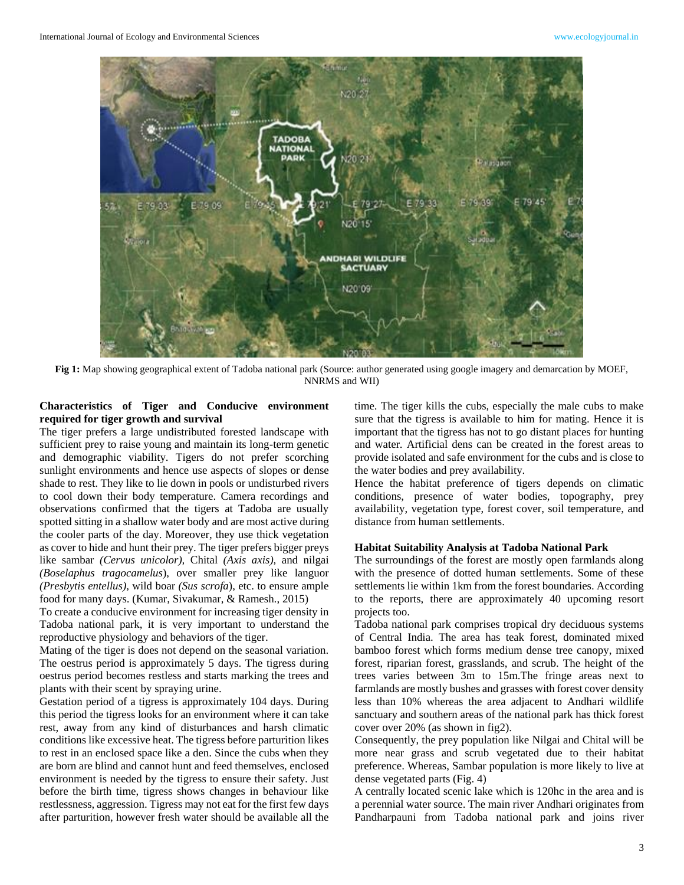Fig 1: Map showing geographical extent of Tadoba national park (Source: author generated using google imagery and demarcation by MOEF, NNRMS and WII)

### Characteristics of Tiger and Conducive environment required for tiger growth and survival

The tiger prefers a large undistributed forested landscape with sufficient prey to raise young and maintain its long-term genetic and demographic viability. Tigers do not prefer scorching sunlight environments and hence use aspects of slopes or dense shade to rest. They like to lie down in pools or undisturbed rivers to cool down their body temperature. Camera recordings and observations confirmed that the tigers at Tadoba are usually spotted sitting in a shallow water body and are most active during the cooler parts of the day. Moreover, they use thick vegetation as cover to hide and hunt their prey. The tiger prefers bigger preys like sambar *(Cervus unicolor),* Chital *(Axis axis),* and nilgai *(Boselaphus tragocamelus*), over smaller prey like languor *(Presbytis entellus),* wild boar *(Sus scrofa*), etc. to ensure ample food for many days. (Kumar, Sivakumar, & Ramesh., 2015)

To create a conducive environment for increasing tiger density in Tadoba national park, it is very important to understand the reproductive physiology and behaviors of the tiger.

Mating of the tiger is does not depend on the seasonal variation. The oestrus period is approximately 5 days. The tigress during oestrus period becomes restless and starts marking the trees and plants with their scent by spraying urine.

Gestation period of a tigress is approximately 104 days. During this period the tigress looks for an environment where it can take rest, away from any kind of disturbances and harsh climatic conditions like excessive heat. The tigress before parturition likes to rest in an enclosed space like a den. Since the cubs when they are born are blind and cannot hunt and feed themselves, enclosed environment is needed by the tigress to ensure their safety. Just before the birth time, tigress shows changes in behaviour like restlessness, aggression. Tigress may not eat for the first few days after parturition, however fresh water should be available all the time. The tiger kills the cubs, especially the male cubs to make sure that the tigress is available to him for mating. Hence it is important that the tigress has not to go distant places for hunting and water. Artificial dens can be created in the forest areas to provide isolated and safe environment for the cubs and is close to the water bodies and prey availability.

Hence the habitat preference of tigers depends on climatic conditions, presence of water bodies, topography, prey availability, vegetation type, forest cover, soil temperature, and distance from human settlements.

### Habitat Suitability Analysis at Tadoba National Park

The surroundings of the forest are mostly open farmlands along with the presence of dotted human settlements. Some of these settlements lie within 1km from the forest boundaries. According to the reports, there are approximately 40 upcoming resort projects too.

Tadoba national park comprises tropical dry deciduous systems of Central India. The area has teak forest, dominated mixed bamboo forest which forms medium dense tree canopy, mixed forest, riparian forest, grasslands, and scrub. The height of the trees varies between 3m to 15m.The fringe areas next to farmlands are mostly bushes and grasses with forest cover density less than 10% whereas the area adjacent to Andhari wildlife sanctuary and southern areas of the national park has thick forest cover over 20% (as shown in fig2).

Consequently, the prey population like Nilgai and Chital will be more near grass and scrub vegetated due to their habitat preference. Whereas, Sambar population is more likely to live at dense vegetated parts (Fig. 4)

A centrally located scenic lake which is 120hc in the area and is a perennial water source. The main river Andhari originates from Pandharpauni from Tadoba national park and joins river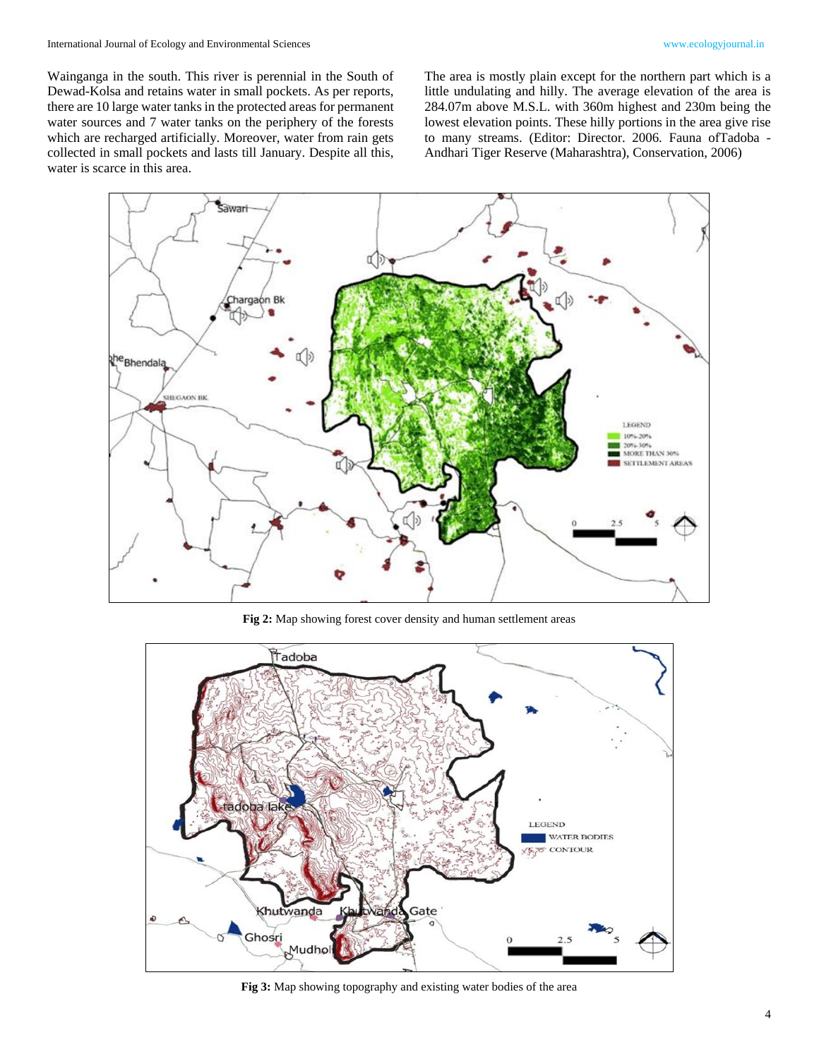Wainganga in the south. This river is perennial in the South of Dewad-Kolsa and retains water in small pockets. As per reports, there are 10 large water tanks in the protected areas for permanent water sources and 7 water tanks on the periphery of the forests which are recharged artificially. Moreover, water from rain gets collected in small pockets and lasts till January. Despite all this, water is scarce in this area.

The area is mostly plain except for the northern part which is a little undulating and hilly. The average elevation of the area is 284.07m above M.S.L. with 360m highest and 230m being the lowest elevation points. These hilly portions in the area give rise to many streams. (Editor: Director. 2006. Fauna ofTadoba - Andhari Tiger Reserve (Maharashtra), Conservation, 2006)

**Fig 2:** Map showing forest cover density and human settlement areas

**Fig 3:** Map showing topography and existing water bodies of the area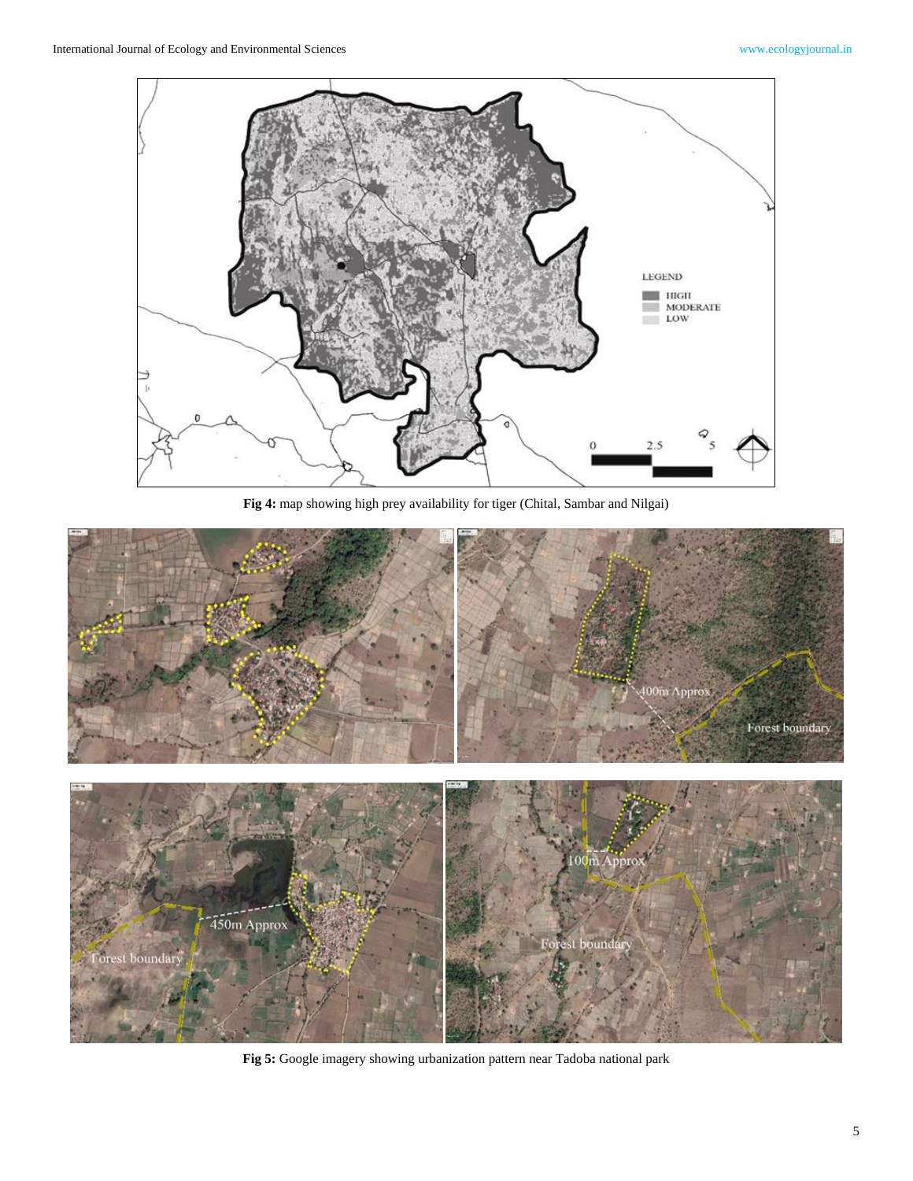LEGEND
HIGH
MODERATE
LOW

0 2.5 5

**Fig 4:** map showing high prey availability for tiger (Chital, Sambar and Nilgai)

400m Approx
Forest boundary

450m Approx
Forest boundary

100m Approx
Forest boundary

**Fig 5:** Google imagery showing urbanization pattern near Tadoba national park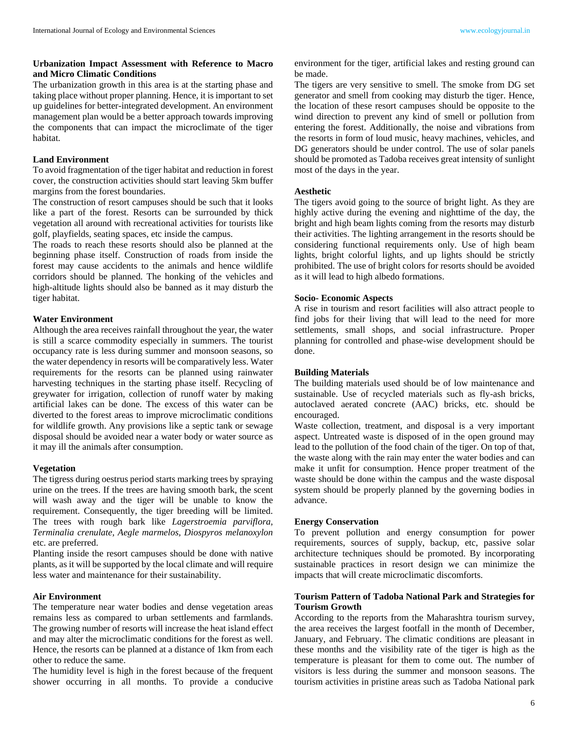### Urbanization Impact Assessment with Reference to Macro and Micro Climatic Conditions

The urbanization growth in this area is at the starting phase and taking place without proper planning. Hence, it is important to set up guidelines for better-integrated development. An environment management plan would be a better approach towards improving the components that can impact the microclimate of the tiger habitat.

**Land Environment**

To avoid fragmentation of the tiger habitat and reduction in forest cover, the construction activities should start leaving 5km buffer margins from the forest boundaries.

The construction of resort campuses should be such that it looks like a part of the forest. Resorts can be surrounded by thick vegetation all around with recreational activities for tourists like golf, playfields, seating spaces, etc inside the campus.

The roads to reach these resorts should also be planned at the beginning phase itself. Construction of roads from inside the forest may cause accidents to the animals and hence wildlife corridors should be planned. The honking of the vehicles and high-altitude lights should also be banned as it may disturb the tiger habitat.

**Water Environment**

Although the area receives rainfall throughout the year, the water is still a scarce commodity especially in summers. The tourist occupancy rate is less during summer and monsoon seasons, so the water dependency in resorts will be comparatively less. Water requirements for the resorts can be planned using rainwater harvesting techniques in the starting phase itself. Recycling of greywater for irrigation, collection of runoff water by making artificial lakes can be done. The excess of this water can be diverted to the forest areas to improve microclimatic conditions for wildlife growth. Any provisions like a septic tank or sewage disposal should be avoided near a water body or water source as it may ill the animals after consumption.

**Vegetation**

The tigress during oestrus period starts marking trees by spraying urine on the trees. If the trees are having smooth bark, the scent will wash away and the tiger will be unable to know the requirement. Consequently, the tiger breeding will be limited. The trees with rough bark like *Lagerstroemia parviflora, Terminalia crenulate, Aegle marmelos, Diospyros melanoxylon* etc. are preferred.

Planting inside the resort campuses should be done with native plants, as it will be supported by the local climate and will require less water and maintenance for their sustainability.

**Air Environment**

The temperature near water bodies and dense vegetation areas remains less as compared to urban settlements and farmlands. The growing number of resorts will increase the heat island effect and may alter the microclimatic conditions for the forest as well. Hence, the resorts can be planned at a distance of 1km from each other to reduce the same.

The humidity level is high in the forest because of the frequent shower occurring in all months. To provide a conducive environment for the tiger, artificial lakes and resting ground can be made.

The tigers are very sensitive to smell. The smoke from DG set generator and smell from cooking may disturb the tiger. Hence, the location of these resort campuses should be opposite to the wind direction to prevent any kind of smell or pollution from entering the forest. Additionally, the noise and vibrations from the resorts in form of loud music, heavy machines, vehicles, and DG generators should be under control. The use of solar panels should be promoted as Tadoba receives great intensity of sunlight most of the days in the year.

**Aesthetic**

The tigers avoid going to the source of bright light. As they are highly active during the evening and nighttime of the day, the bright and high beam lights coming from the resorts may disturb their activities. The lighting arrangement in the resorts should be considering functional requirements only. Use of high beam lights, bright colorful lights, and up lights should be strictly prohibited. The use of bright colors for resorts should be avoided as it will lead to high albedo formations.

**Socio- Economic Aspects**

A rise in tourism and resort facilities will also attract people to find jobs for their living that will lead to the need for more settlements, small shops, and social infrastructure. Proper planning for controlled and phase-wise development should be done.

**Building Materials**

The building materials used should be of low maintenance and sustainable. Use of recycled materials such as fly-ash bricks, autoclaved aerated concrete (AAC) bricks, etc. should be encouraged.

Waste collection, treatment, and disposal is a very important aspect. Untreated waste is disposed of in the open ground may lead to the pollution of the food chain of the tiger. On top of that, the waste along with the rain may enter the water bodies and can make it unfit for consumption. Hence proper treatment of the waste should be done within the campus and the waste disposal system should be properly planned by the governing bodies in advance.

**Energy Conservation**

To prevent pollution and energy consumption for power requirements, sources of supply, backup, etc, passive solar architecture techniques should be promoted. By incorporating sustainable practices in resort design we can minimize the impacts that will create microclimatic discomforts.

### Tourism Pattern of Tadoba National Park and Strategies for Tourism Growth

According to the reports from the Maharashtra tourism survey, the area receives the largest footfall in the month of December, January, and February. The climatic conditions are pleasant in these months and the visibility rate of the tiger is high as the temperature is pleasant for them to come out. The number of visitors is less during the summer and monsoon seasons. The tourism activities in pristine areas such as Tadoba National park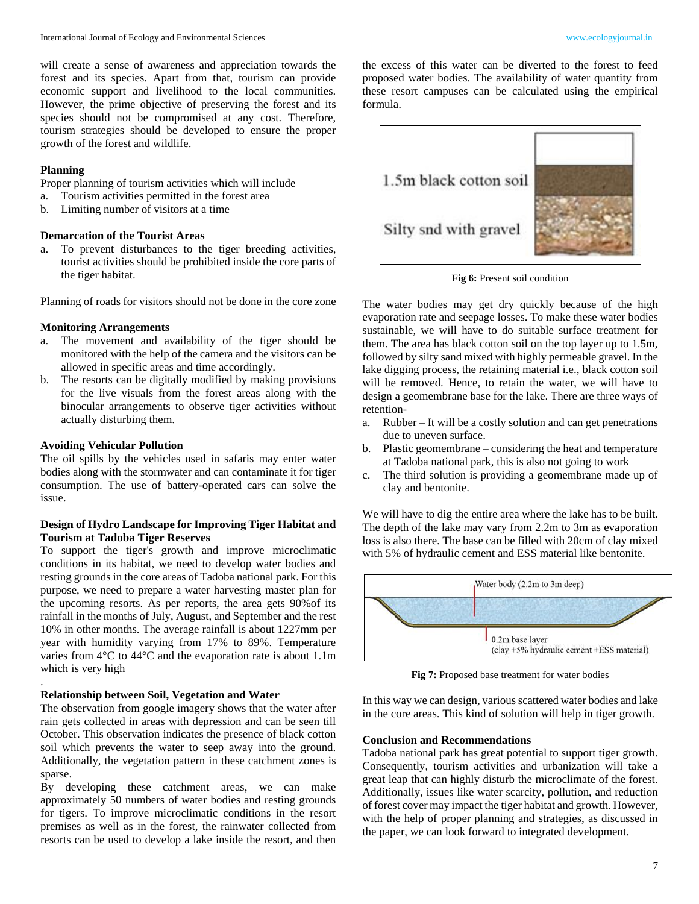will create a sense of awareness and appreciation towards the forest and its species. Apart from that, tourism can provide economic support and livelihood to the local communities. However, the prime objective of preserving the forest and its species should not be compromised at any cost. Therefore, tourism strategies should be developed to ensure the proper growth of the forest and wildlife.

**Planning**

Proper planning of tourism activities which will include

a. Tourism activities permitted in the forest area
b. Limiting number of visitors at a time

**Demarcation of the Tourist Areas**

a. To prevent disturbances to the tiger breeding activities, tourist activities should be prohibited inside the core parts of the tiger habitat.

Planning of roads for visitors should not be done in the core zone

**Monitoring Arrangements**

a. The movement and availability of the tiger should be monitored with the help of the camera and the visitors can be allowed in specific areas and time accordingly.
b. The resorts can be digitally modified by making provisions for the live visuals from the forest areas along with the binocular arrangements to observe tiger activities without actually disturbing them.

**Avoiding Vehicular Pollution**

The oil spills by the vehicles used in safaris may enter water bodies along with the stormwater and can contaminate it for tiger consumption. The use of battery-operated cars can solve the issue.

**Design of Hydro Landscape for Improving Tiger Habitat and Tourism at Tadoba Tiger Reserves**

To support the tiger's growth and improve microclimatic conditions in its habitat, we need to develop water bodies and resting grounds in the core areas of Tadoba national park. For this purpose, we need to prepare a water harvesting master plan for the upcoming resorts. As per reports, the area gets 90%of its rainfall in the months of July, August, and September and the rest 10% in other months. The average rainfall is about 1227mm per year with humidity varying from 17% to 89%. Temperature varies from 4°C to 44°C and the evaporation rate is about 1.1m which is very high

.

**Relationship between Soil, Vegetation and Water**

The observation from google imagery shows that the water after rain gets collected in areas with depression and can be seen till October. This observation indicates the presence of black cotton soil which prevents the water to seep away into the ground. Additionally, the vegetation pattern in these catchment zones is sparse.

By developing these catchment areas, we can make approximately 50 numbers of water bodies and resting grounds for tigers. To improve microclimatic conditions in the resort premises as well as in the forest, the rainwater collected from resorts can be used to develop a lake inside the resort, and then the excess of this water can be diverted to the forest to feed proposed water bodies. The availability of water quantity from these resort campuses can be calculated using the empirical formula.

1.5m black cotton soil

Silty snd with gravel

**Fig 6:** Present soil condition

The water bodies may get dry quickly because of the high evaporation rate and seepage losses. To make these water bodies sustainable, we will have to do suitable surface treatment for them. The area has black cotton soil on the top layer up to 1.5m, followed by silty sand mixed with highly permeable gravel. In the lake digging process, the retaining material i.e., black cotton soil will be removed. Hence, to retain the water, we will have to design a geomembrane base for the lake. There are three ways of retention-

a. Rubber – It will be a costly solution and can get penetrations due to uneven surface.
b. Plastic geomembrane – considering the heat and temperature at Tadoba national park, this is also not going to work
c. The third solution is providing a geomembrane made up of clay and bentonite.

We will have to dig the entire area where the lake has to be built. The depth of the lake may vary from 2.2m to 3m as evaporation loss is also there. The base can be filled with 20cm of clay mixed with 5% of hydraulic cement and ESS material like bentonite.

Water body (2.2m to 3m deep)

0.2m base layer
(clay +5% hydraulic cement +ESS material)

**Fig 7:** Proposed base treatment for water bodies

In this way we can design, various scattered water bodies and lake in the core areas. This kind of solution will help in tiger growth.

**Conclusion and Recommendations**

Tadoba national park has great potential to support tiger growth. Consequently, tourism activities and urbanization will take a great leap that can highly disturb the microclimate of the forest. Additionally, issues like water scarcity, pollution, and reduction of forest cover may impact the tiger habitat and growth. However, with the help of proper planning and strategies, as discussed in the paper, we can look forward to integrated development.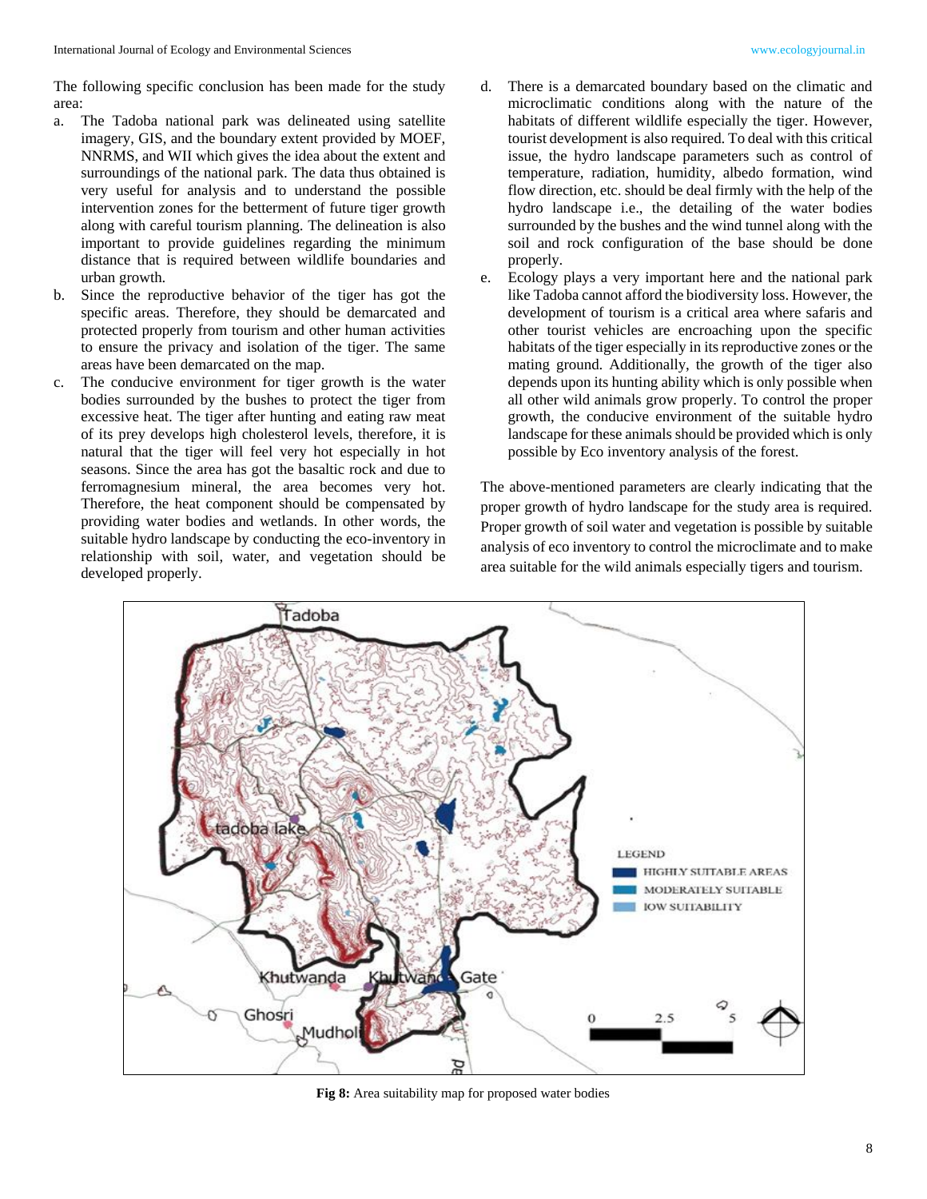The following specific conclusion has been made for the study area:

a. The Tadoba national park was delineated using satellite imagery, GIS, and the boundary extent provided by MOEF, NNRMS, and WII which gives the idea about the extent and surroundings of the national park. The data thus obtained is very useful for analysis and to understand the possible intervention zones for the betterment of future tiger growth along with careful tourism planning. The delineation is also important to provide guidelines regarding the minimum distance that is required between wildlife boundaries and urban growth.
b. Since the reproductive behavior of the tiger has got the specific areas. Therefore, they should be demarcated and protected properly from tourism and other human activities to ensure the privacy and isolation of the tiger. The same areas have been demarcated on the map.
c. The conducive environment for tiger growth is the water bodies surrounded by the bushes to protect the tiger from excessive heat. The tiger after hunting and eating raw meat of its prey develops high cholesterol levels, therefore, it is natural that the tiger will feel very hot especially in hot seasons. Since the area has got the basaltic rock and due to ferromagnesium mineral, the area becomes very hot. Therefore, the heat component should be compensated by providing water bodies and wetlands. In other words, the suitable hydro landscape by conducting the eco-inventory in relationship with soil, water, and vegetation should be developed properly.
d. There is a demarcated boundary based on the climatic and microclimatic conditions along with the nature of the habitats of different wildlife especially the tiger. However, tourist development is also required. To deal with this critical issue, the hydro landscape parameters such as control of temperature, radiation, humidity, albedo formation, wind flow direction, etc. should be deal firmly with the help of the hydro landscape i.e., the detailing of the water bodies surrounded by the bushes and the wind tunnel along with the soil and rock configuration of the base should be done properly.
e. Ecology plays a very important here and the national park like Tadoba cannot afford the biodiversity loss. However, the development of tourism is a critical area where safaris and other tourist vehicles are encroaching upon the specific habitats of the tiger especially in its reproductive zones or the mating ground. Additionally, the growth of the tiger also depends upon its hunting ability which is only possible when all other wild animals grow properly. To control the proper growth, the conducive environment of the suitable hydro landscape for these animals should be provided which is only possible by Eco inventory analysis of the forest.

The above-mentioned parameters are clearly indicating that the proper growth of hydro landscape for the study area is required. Proper growth of soil water and vegetation is possible by suitable analysis of eco inventory to control the microclimate and to make area suitable for the wild animals especially tigers and tourism.

Tadoba
tadoba lake
Khutwanda
Khutwanda Gate
Ghosri
Mudholi
LEGEND
HIGHLY SUITABLE AREAS
MODERATELY SUITABLE
LOW SUITABILITY
0 2.5 5

**Fig 8:** Area suitability map for proposed water bodies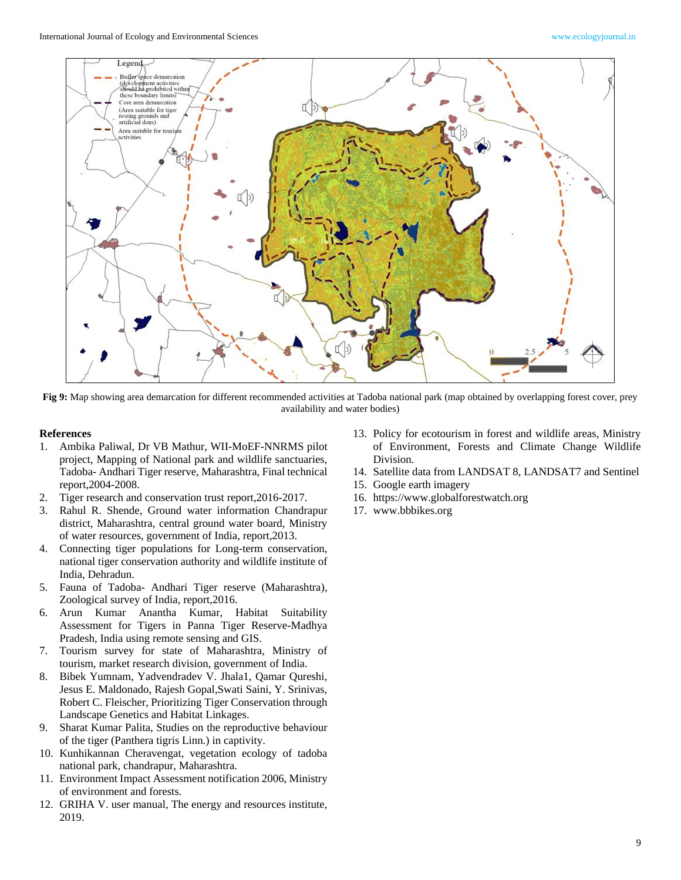Legend

Buffer space demarcation (development activities should be prohibited within these boundary limits)

Core area demarcation (Area suitable for tiger resting grounds and artificial dens)

Area suitable for tourism activities

0 2.5 5

**Fig 9:** Map showing area demarcation for different recommended activities at Tadoba national park (map obtained by overlapping forest cover, prey availability and water bodies)

## References

1. Ambika Paliwal, Dr VB Mathur, WII-MoEF-NNRMS pilot project, Mapping of National park and wildlife sanctuaries, Tadoba- Andhari Tiger reserve, Maharashtra, Final technical report,2004-2008.
2. Tiger research and conservation trust report,2016-2017.
3. Rahul R. Shende, Ground water information Chandrapur district, Maharashtra, central ground water board, Ministry of water resources, government of India, report,2013.
4. Connecting tiger populations for Long-term conservation, national tiger conservation authority and wildlife institute of India, Dehradun.
5. Fauna of Tadoba- Andhari Tiger reserve (Maharashtra), Zoological survey of India, report,2016.
6. Arun Kumar Anantha Kumar, Habitat Suitability Assessment for Tigers in Panna Tiger Reserve-Madhya Pradesh, India using remote sensing and GIS.
7. Tourism survey for state of Maharashtra, Ministry of tourism, market research division, government of India.
8. Bibek Yumnam, Yadvendradev V. Jhala1, Qamar Qureshi, Jesus E. Maldonado, Rajesh Gopal,Swati Saini, Y. Srinivas, Robert C. Fleischer, Prioritizing Tiger Conservation through Landscape Genetics and Habitat Linkages.
9. Sharat Kumar Palita, Studies on the reproductive behaviour of the tiger (Panthera tigris Linn.) in captivity.
10. Kunhikannan Cheravengat, vegetation ecology of tadoba national park, chandrapur, Maharashtra.
11. Environment Impact Assessment notification 2006, Ministry of environment and forests.
12. GRIHA V. user manual, The energy and resources institute, 2019.
13. Policy for ecotourism in forest and wildlife areas, Ministry of Environment, Forests and Climate Change Wildlife Division.
14. Satellite data from LANDSAT 8, LANDSAT7 and Sentinel
15. Google earth imagery
16. https://www.globalforestwatch.org
17. www.bbbikes.org